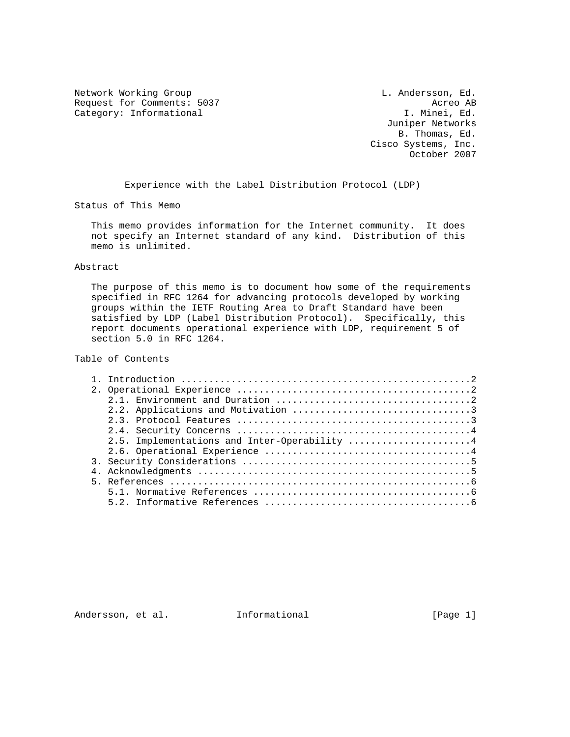Network Working Group L. Andersson, Ed.
Request for Comments: 5037 Acreo AB
Category: Informational I. Minei, Ed.
Juniper Networks
B. Thomas, Ed.
Cisco Systems, Inc.
October 2007

# Experience with the Label Distribution Protocol (LDP)

## Status of This Memo

This memo provides information for the Internet community. It does not specify an Internet standard of any kind. Distribution of this memo is unlimited.

## Abstract

The purpose of this memo is to document how some of the requirements specified in RFC 1264 for advancing protocols developed by working groups within the IETF Routing Area to Draft Standard have been satisfied by LDP (Label Distribution Protocol). Specifically, this report documents operational experience with LDP, requirement 5 of section 5.0 in RFC 1264.

## Table of Contents

1. Introduction ....................................................2
2. Operational Experience ..........................................2
   2.1. Environment and Duration ...................................2
   2.2. Applications and Motivation ................................3
   2.3. Protocol Features ..........................................3
   2.4. Security Concerns ..........................................4
   2.5. Implementations and Inter-Operability ......................4
   2.6. Operational Experience .....................................4
3. Security Considerations .........................................5
4. Acknowledgments .................................................5
5. References ......................................................6
   5.1. Normative References .......................................6
   5.2. Informative References .....................................6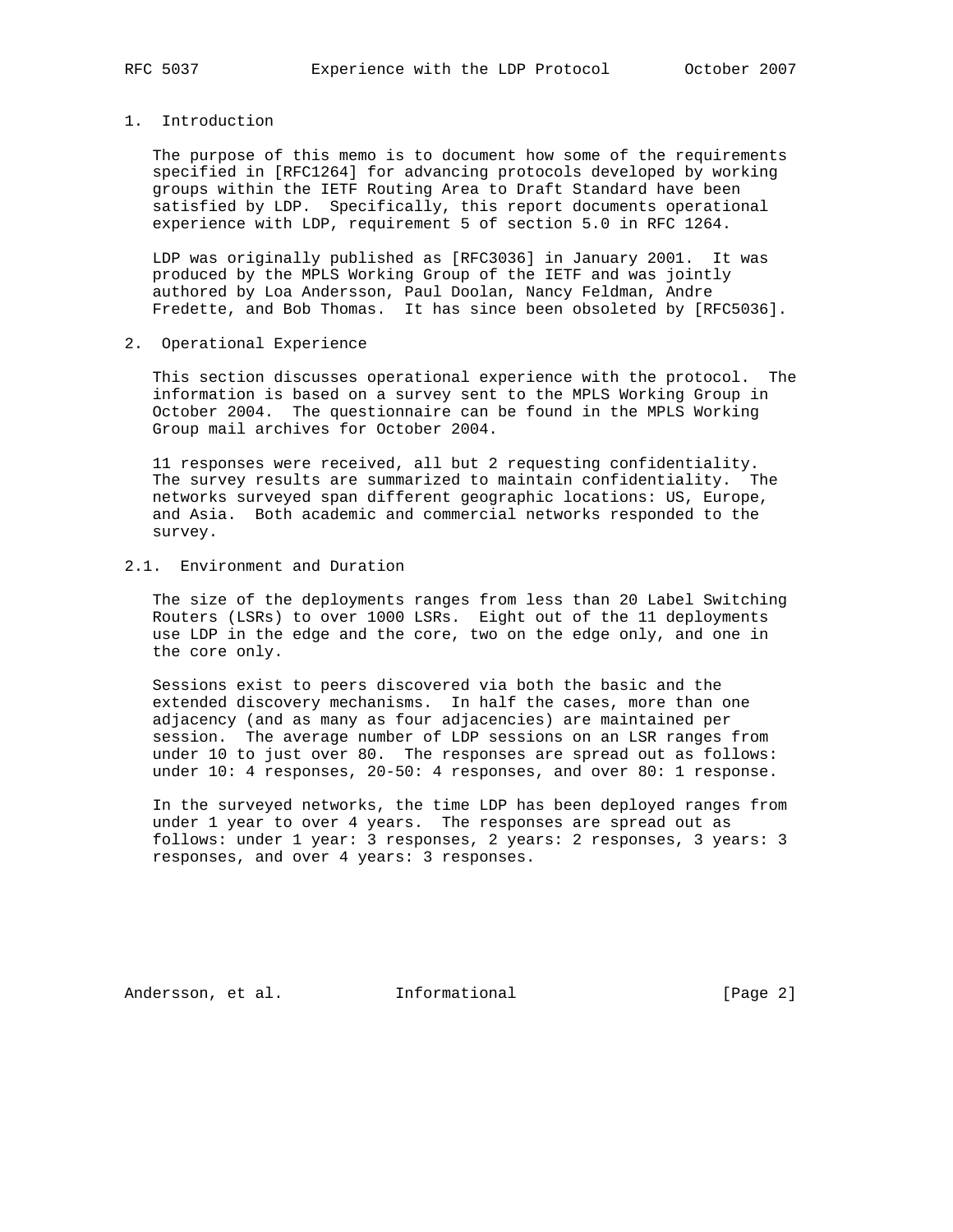## 1. Introduction

The purpose of this memo is to document how some of the requirements specified in [RFC1264] for advancing protocols developed by working groups within the IETF Routing Area to Draft Standard have been satisfied by LDP. Specifically, this report documents operational experience with LDP, requirement 5 of section 5.0 in RFC 1264.

LDP was originally published as [RFC3036] in January 2001. It was produced by the MPLS Working Group of the IETF and was jointly authored by Loa Andersson, Paul Doolan, Nancy Feldman, Andre Fredette, and Bob Thomas. It has since been obsoleted by [RFC5036].

## 2. Operational Experience

This section discusses operational experience with the protocol. The information is based on a survey sent to the MPLS Working Group in October 2004. The questionnaire can be found in the MPLS Working Group mail archives for October 2004.

11 responses were received, all but 2 requesting confidentiality. The survey results are summarized to maintain confidentiality. The networks surveyed span different geographic locations: US, Europe, and Asia. Both academic and commercial networks responded to the survey.

### 2.1. Environment and Duration

The size of the deployments ranges from less than 20 Label Switching Routers (LSRs) to over 1000 LSRs. Eight out of the 11 deployments use LDP in the edge and the core, two on the edge only, and one in the core only.

Sessions exist to peers discovered via both the basic and the extended discovery mechanisms. In half the cases, more than one adjacency (and as many as four adjacencies) are maintained per session. The average number of LDP sessions on an LSR ranges from under 10 to just over 80. The responses are spread out as follows: under 10: 4 responses, 20-50: 4 responses, and over 80: 1 response.

In the surveyed networks, the time LDP has been deployed ranges from under 1 year to over 4 years. The responses are spread out as follows: under 1 year: 3 responses, 2 years: 2 responses, 3 years: 3 responses, and over 4 years: 3 responses.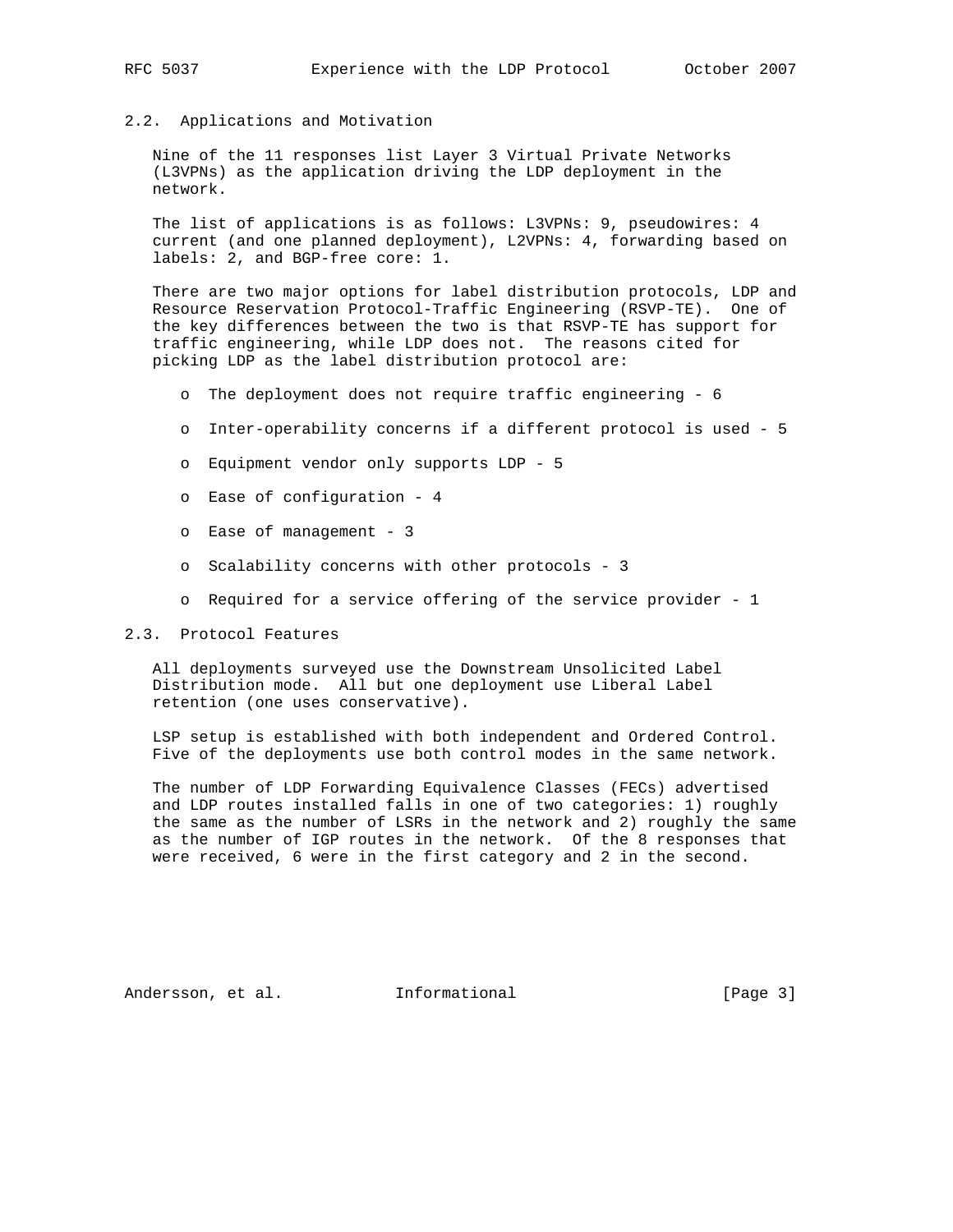### 2.2. Applications and Motivation

Nine of the 11 responses list Layer 3 Virtual Private Networks (L3VPNs) as the application driving the LDP deployment in the network.

The list of applications is as follows: L3VPNs: 9, pseudowires: 4 current (and one planned deployment), L2VPNs: 4, forwarding based on labels: 2, and BGP-free core: 1.

There are two major options for label distribution protocols, LDP and Resource Reservation Protocol-Traffic Engineering (RSVP-TE). One of the key differences between the two is that RSVP-TE has support for traffic engineering, while LDP does not. The reasons cited for picking LDP as the label distribution protocol are:

- The deployment does not require traffic engineering - 6
- Inter-operability concerns if a different protocol is used - 5
- Equipment vendor only supports LDP - 5
- Ease of configuration - 4
- Ease of management - 3
- Scalability concerns with other protocols - 3
- Required for a service offering of the service provider - 1

### 2.3. Protocol Features

All deployments surveyed use the Downstream Unsolicited Label Distribution mode. All but one deployment use Liberal Label retention (one uses conservative).

LSP setup is established with both independent and Ordered Control. Five of the deployments use both control modes in the same network.

The number of LDP Forwarding Equivalence Classes (FECs) advertised and LDP routes installed falls in one of two categories: 1) roughly the same as the number of LSRs in the network and 2) roughly the same as the number of IGP routes in the network. Of the 8 responses that were received, 6 were in the first category and 2 in the second.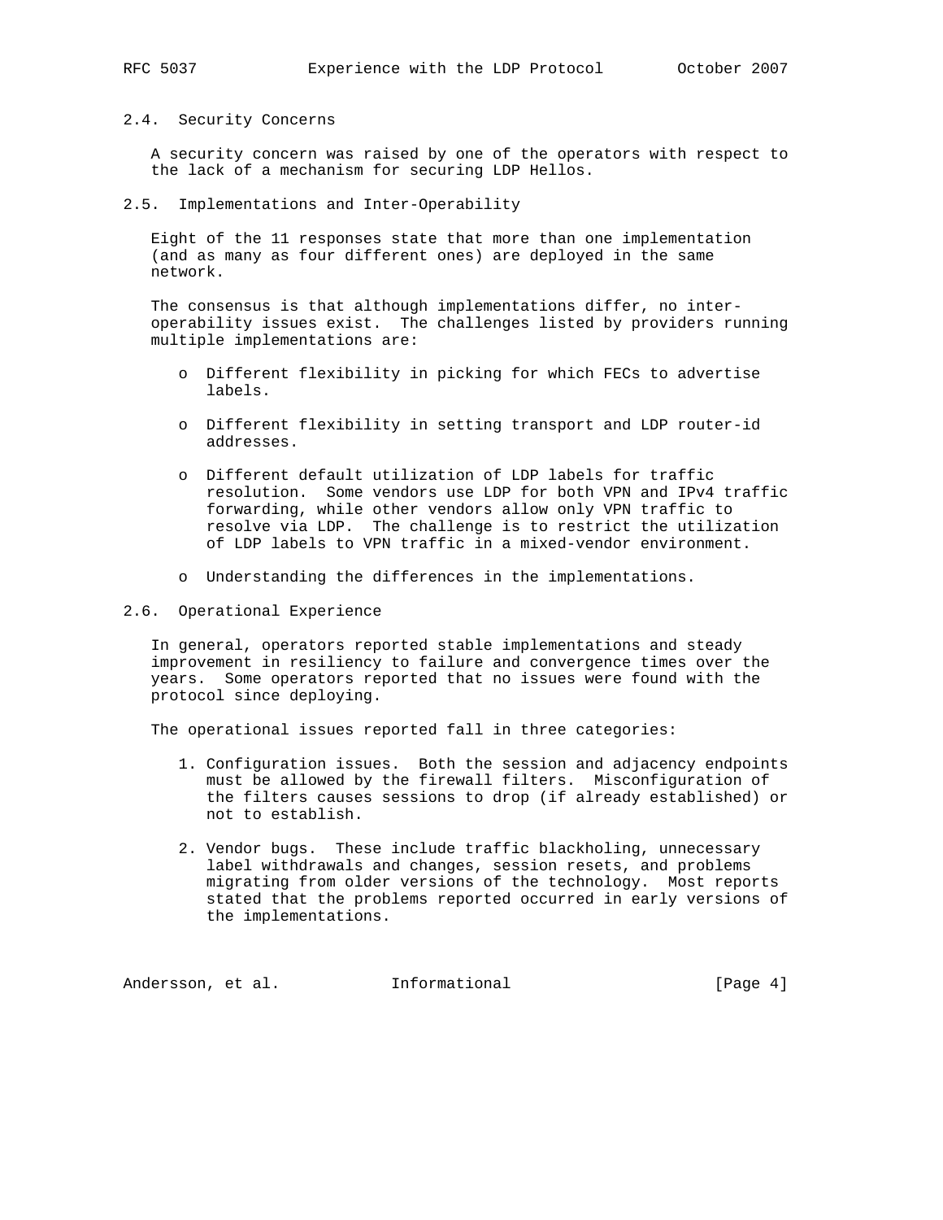### 2.4. Security Concerns

A security concern was raised by one of the operators with respect to the lack of a mechanism for securing LDP Hellos.

### 2.5. Implementations and Inter-Operability

Eight of the 11 responses state that more than one implementation (and as many as four different ones) are deployed in the same network.

The consensus is that although implementations differ, no inter-operability issues exist. The challenges listed by providers running multiple implementations are:

- Different flexibility in picking for which FECs to advertise labels.
- Different flexibility in setting transport and LDP router-id addresses.
- Different default utilization of LDP labels for traffic resolution. Some vendors use LDP for both VPN and IPv4 traffic forwarding, while other vendors allow only VPN traffic to resolve via LDP. The challenge is to restrict the utilization of LDP labels to VPN traffic in a mixed-vendor environment.
- Understanding the differences in the implementations.

### 2.6. Operational Experience

In general, operators reported stable implementations and steady improvement in resiliency to failure and convergence times over the years. Some operators reported that no issues were found with the protocol since deploying.

The operational issues reported fall in three categories:

1. Configuration issues. Both the session and adjacency endpoints must be allowed by the firewall filters. Misconfiguration of the filters causes sessions to drop (if already established) or not to establish.
2. Vendor bugs. These include traffic blackholing, unnecessary label withdrawals and changes, session resets, and problems migrating from older versions of the technology. Most reports stated that the problems reported occurred in early versions of the implementations.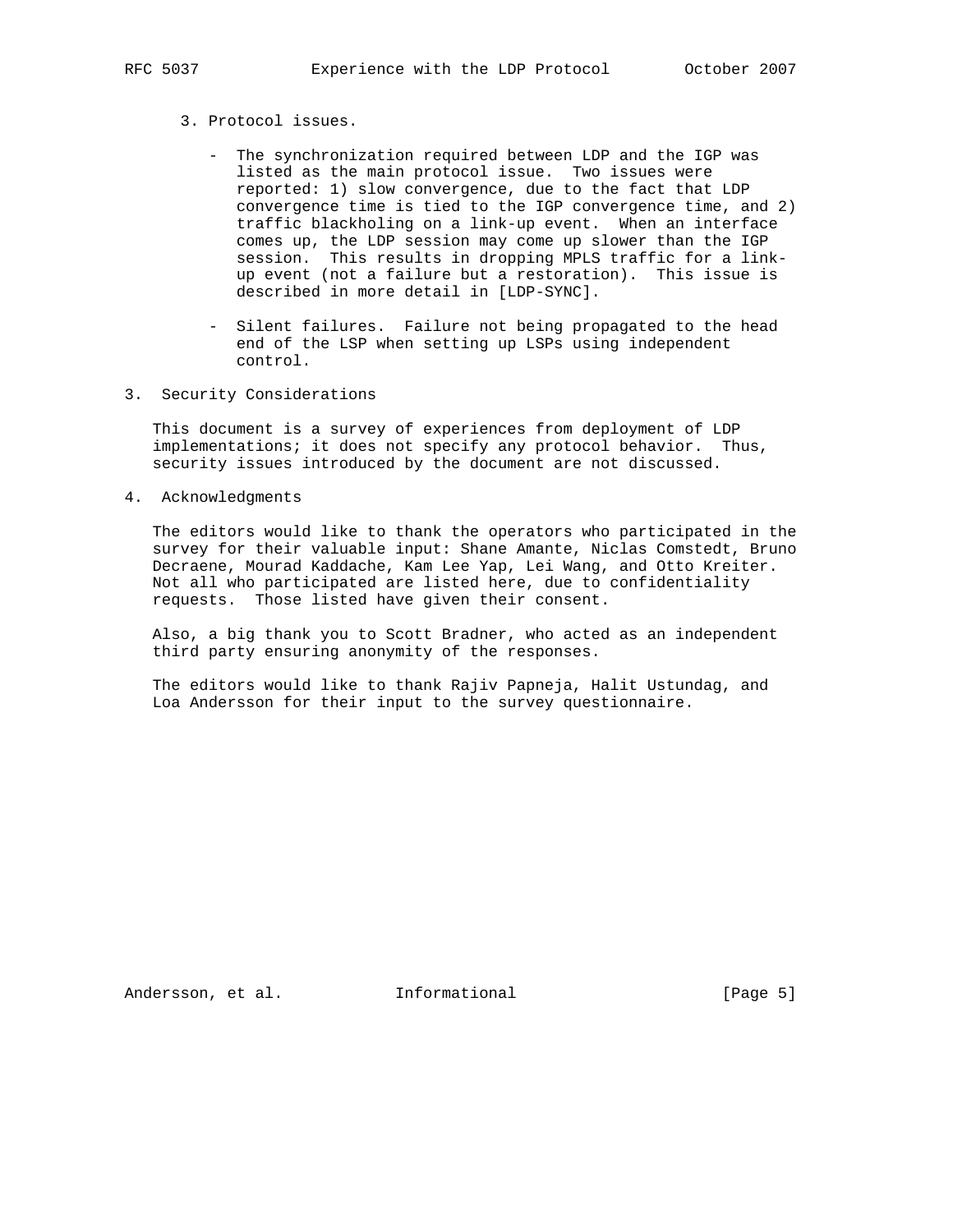3. Protocol issues.

   - The synchronization required between LDP and the IGP was listed as the main protocol issue. Two issues were reported: 1) slow convergence, due to the fact that LDP convergence time is tied to the IGP convergence time, and 2) traffic blackholing on a link-up event. When an interface comes up, the LDP session may come up slower than the IGP session. This results in dropping MPLS traffic for a link-up event (not a failure but a restoration). This issue is described in more detail in [LDP-SYNC].

   - Silent failures. Failure not being propagated to the head end of the LSP when setting up LSPs using independent control.

## 3. Security Considerations

This document is a survey of experiences from deployment of LDP implementations; it does not specify any protocol behavior. Thus, security issues introduced by the document are not discussed.

## 4. Acknowledgments

The editors would like to thank the operators who participated in the survey for their valuable input: Shane Amante, Niclas Comstedt, Bruno Decraene, Mourad Kaddache, Kam Lee Yap, Lei Wang, and Otto Kreiter. Not all who participated are listed here, due to confidentiality requests. Those listed have given their consent.

Also, a big thank you to Scott Bradner, who acted as an independent third party ensuring anonymity of the responses.

The editors would like to thank Rajiv Papneja, Halit Ustundag, and Loa Andersson for their input to the survey questionnaire.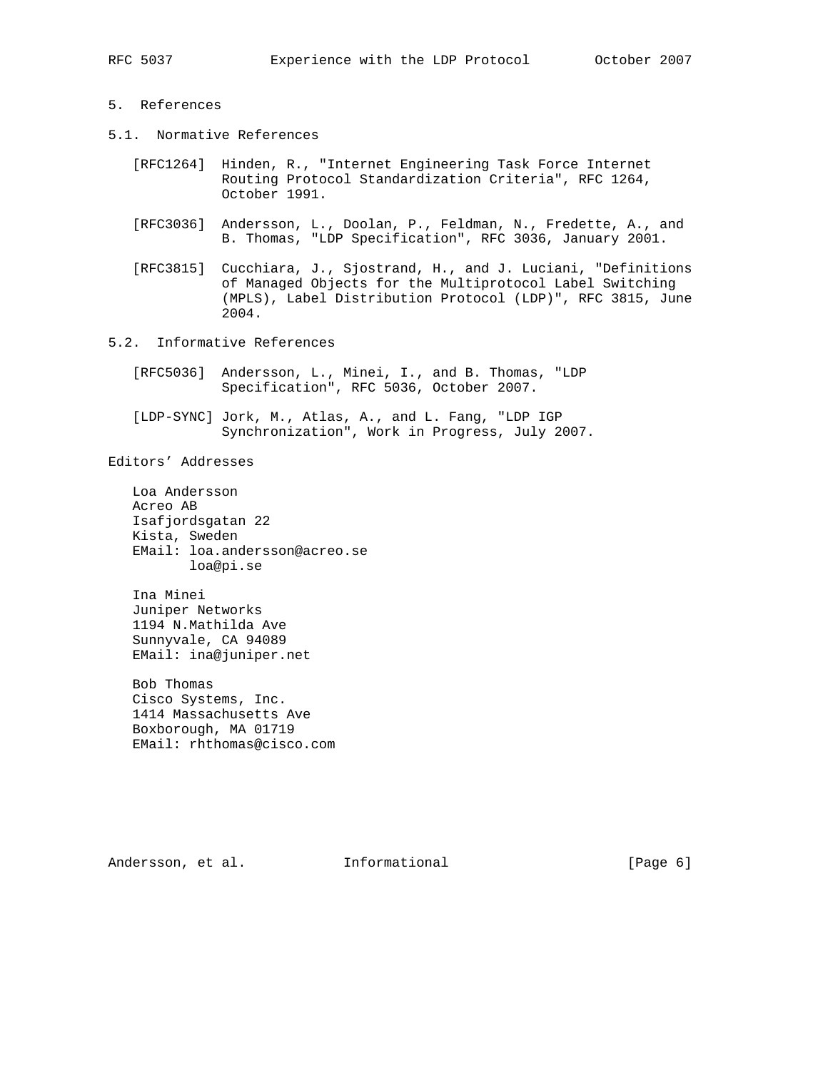## 5. References

### 5.1. Normative References

[RFC1264] Hinden, R., "Internet Engineering Task Force Internet Routing Protocol Standardization Criteria", RFC 1264, October 1991.

[RFC3036] Andersson, L., Doolan, P., Feldman, N., Fredette, A., and B. Thomas, "LDP Specification", RFC 3036, January 2001.

[RFC3815] Cucchiara, J., Sjostrand, H., and J. Luciani, "Definitions of Managed Objects for the Multiprotocol Label Switching (MPLS), Label Distribution Protocol (LDP)", RFC 3815, June 2004.

### 5.2. Informative References

[RFC5036] Andersson, L., Minei, I., and B. Thomas, "LDP Specification", RFC 5036, October 2007.

[LDP-SYNC] Jork, M., Atlas, A., and L. Fang, "LDP IGP Synchronization", Work in Progress, July 2007.

## Editors' Addresses

Loa Andersson
Acreo AB
Isafjordsgatan 22
Kista, Sweden
EMail: loa.andersson@acreo.se
       loa@pi.se

Ina Minei
Juniper Networks
1194 N.Mathilda Ave
Sunnyvale, CA 94089
EMail: ina@juniper.net

Bob Thomas
Cisco Systems, Inc.
1414 Massachusetts Ave
Boxborough, MA 01719
EMail: rhthomas@cisco.com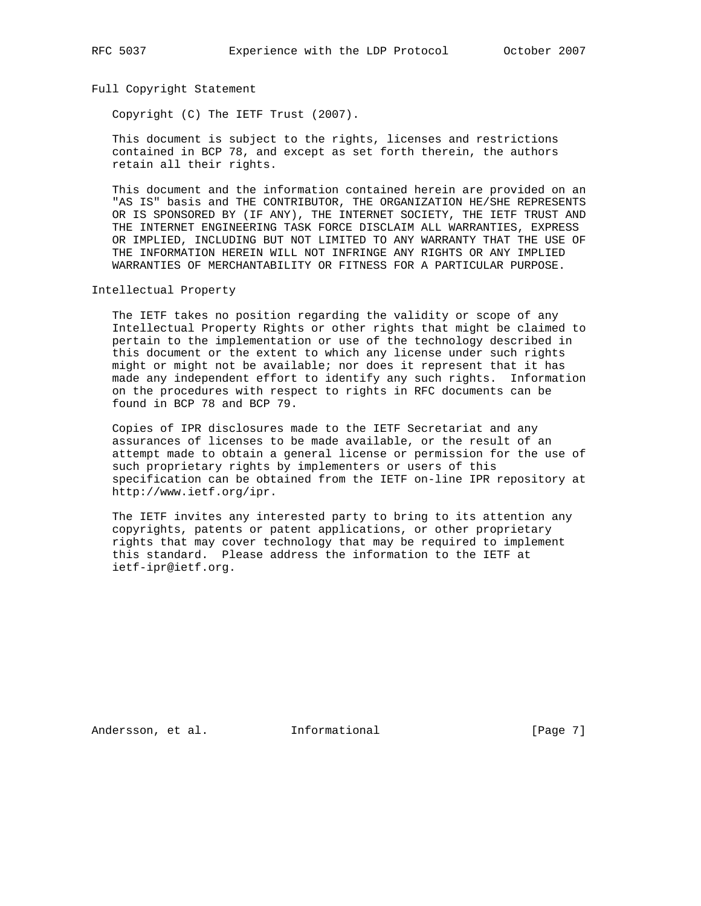## Full Copyright Statement

Copyright (C) The IETF Trust (2007).

This document is subject to the rights, licenses and restrictions contained in BCP 78, and except as set forth therein, the authors retain all their rights.

This document and the information contained herein are provided on an "AS IS" basis and THE CONTRIBUTOR, THE ORGANIZATION HE/SHE REPRESENTS OR IS SPONSORED BY (IF ANY), THE INTERNET SOCIETY, THE IETF TRUST AND THE INTERNET ENGINEERING TASK FORCE DISCLAIM ALL WARRANTIES, EXPRESS OR IMPLIED, INCLUDING BUT NOT LIMITED TO ANY WARRANTY THAT THE USE OF THE INFORMATION HEREIN WILL NOT INFRINGE ANY RIGHTS OR ANY IMPLIED WARRANTIES OF MERCHANTABILITY OR FITNESS FOR A PARTICULAR PURPOSE.

## Intellectual Property

The IETF takes no position regarding the validity or scope of any Intellectual Property Rights or other rights that might be claimed to pertain to the implementation or use of the technology described in this document or the extent to which any license under such rights might or might not be available; nor does it represent that it has made any independent effort to identify any such rights. Information on the procedures with respect to rights in RFC documents can be found in BCP 78 and BCP 79.

Copies of IPR disclosures made to the IETF Secretariat and any assurances of licenses to be made available, or the result of an attempt made to obtain a general license or permission for the use of such proprietary rights by implementers or users of this specification can be obtained from the IETF on-line IPR repository at http://www.ietf.org/ipr.

The IETF invites any interested party to bring to its attention any copyrights, patents or patent applications, or other proprietary rights that may cover technology that may be required to implement this standard. Please address the information to the IETF at ietf-ipr@ietf.org.